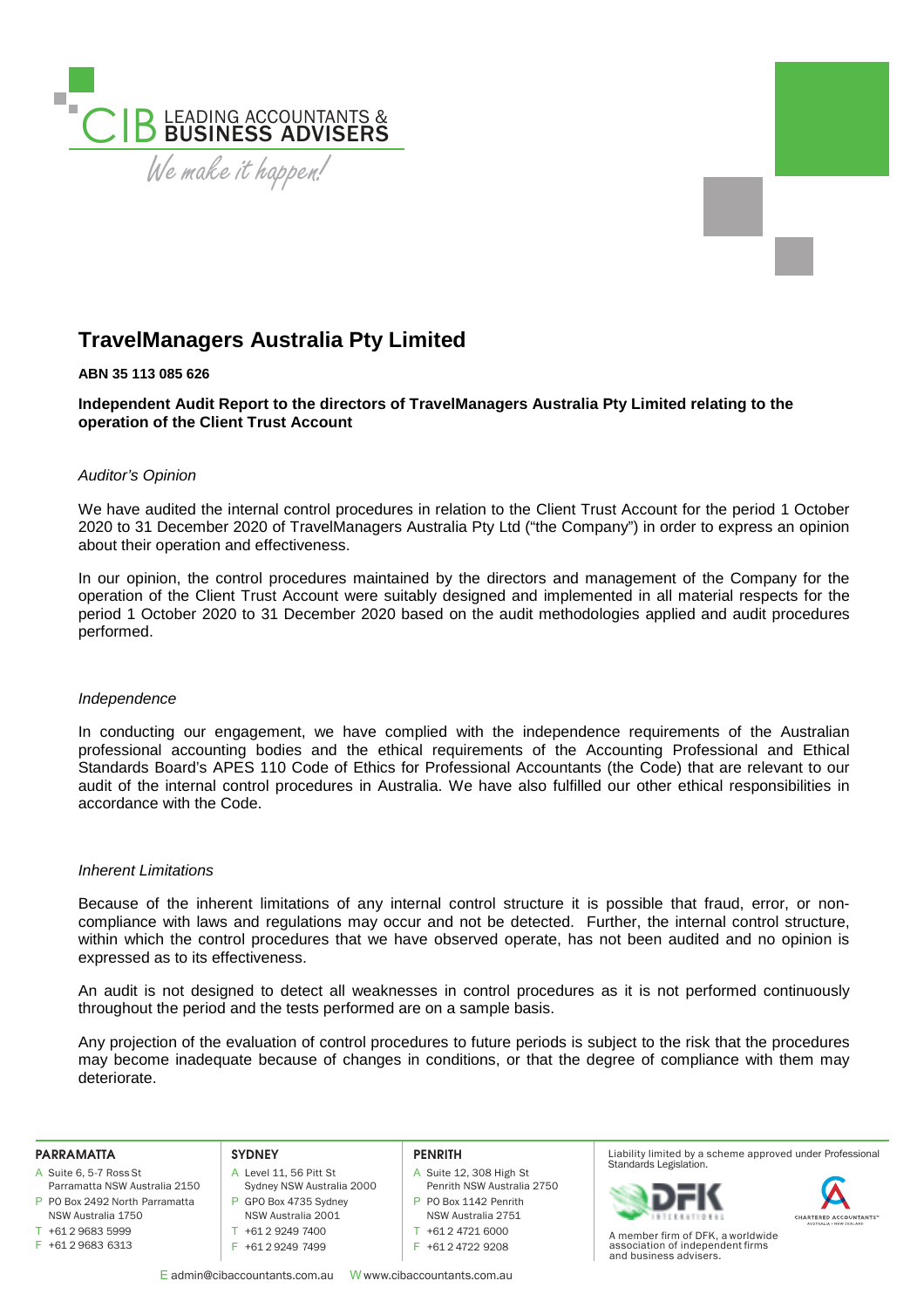# TravelManagers Australia Pty Limited

**ABN 35 113 085 626**

**Independent Audit Report to the directors of TravelManagers Australia Pty Limited relating to the operation of the Client Trust Account**

*Auditor's Opinion*

We have audited the internal control procedures in relation to the Client Trust Account for the period 1 October 2020 to 31 December 2020 of TravelManagers Australia Pty Ltd ("the Company") in order to express an opinion about their operation and effectiveness.

In our opinion, the control procedures maintained by the directors and management of the Company for the operation of the Client Trust Account were suitably designed and implemented in all material respects for the period 1 October 2020 to 31 December 2020 based on the audit methodologies applied and audit procedures performed.

*Independence*

In conducting our engagement, we have complied with the independence requirements of the Australian professional accounting bodies and the ethical requirements of the Accounting Professional and Ethical Standards Board's APES 110 Code of Ethics for Professional Accountants (the Code) that are relevant to our audit of the internal control procedures in Australia. We have also fulfilled our other ethical responsibilities in accordance with the Code.

*Inherent Limitations*

Because of the inherent limitations of any internal control structure it is possible that fraud, error, or non-compliance with laws and regulations may occur and not be detected. Further, the internal control structure, within which the control procedures that we have observed operate, has not been audited and no opinion is expressed as to its effectiveness.

An audit is not designed to detect all weaknesses in control procedures as it is not performed continuously throughout the period and the tests performed are on a sample basis.

Any projection of the evaluation of control procedures to future periods is subject to the risk that the procedures may become inadequate because of changes in conditions, or that the degree of compliance with them may deteriorate.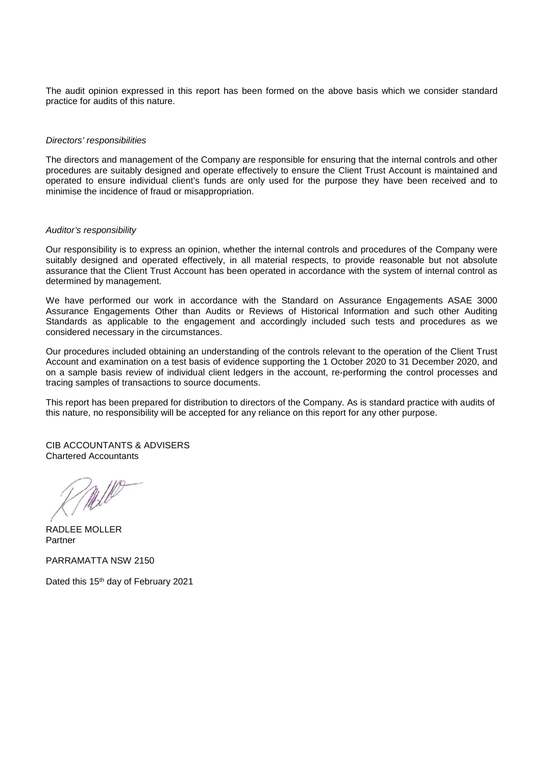The audit opinion expressed in this report has been formed on the above basis which we consider standard practice for audits of this nature.

*Directors' responsibilities*

The directors and management of the Company are responsible for ensuring that the internal controls and other procedures are suitably designed and operate effectively to ensure the Client Trust Account is maintained and operated to ensure individual client's funds are only used for the purpose they have been received and to minimise the incidence of fraud or misappropriation.

*Auditor's responsibility*

Our responsibility is to express an opinion, whether the internal controls and procedures of the Company were suitably designed and operated effectively, in all material respects, to provide reasonable but not absolute assurance that the Client Trust Account has been operated in accordance with the system of internal control as determined by management.

We have performed our work in accordance with the Standard on Assurance Engagements ASAE 3000 Assurance Engagements Other than Audits or Reviews of Historical Information and such other Auditing Standards as applicable to the engagement and accordingly included such tests and procedures as we considered necessary in the circumstances.

Our procedures included obtaining an understanding of the controls relevant to the operation of the Client Trust Account and examination on a test basis of evidence supporting the 1 October 2020 to 31 December 2020, and on a sample basis review of individual client ledgers in the account, re-performing the control processes and tracing samples of transactions to source documents.

This report has been prepared for distribution to directors of the Company. As is standard practice with audits of this nature, no responsibility will be accepted for any reliance on this report for any other purpose.

CIB ACCOUNTANTS & ADVISERS
Chartered Accountants

RADLEE MOLLER
Partner

PARRAMATTA NSW 2150

Dated this 15th day of February 2021